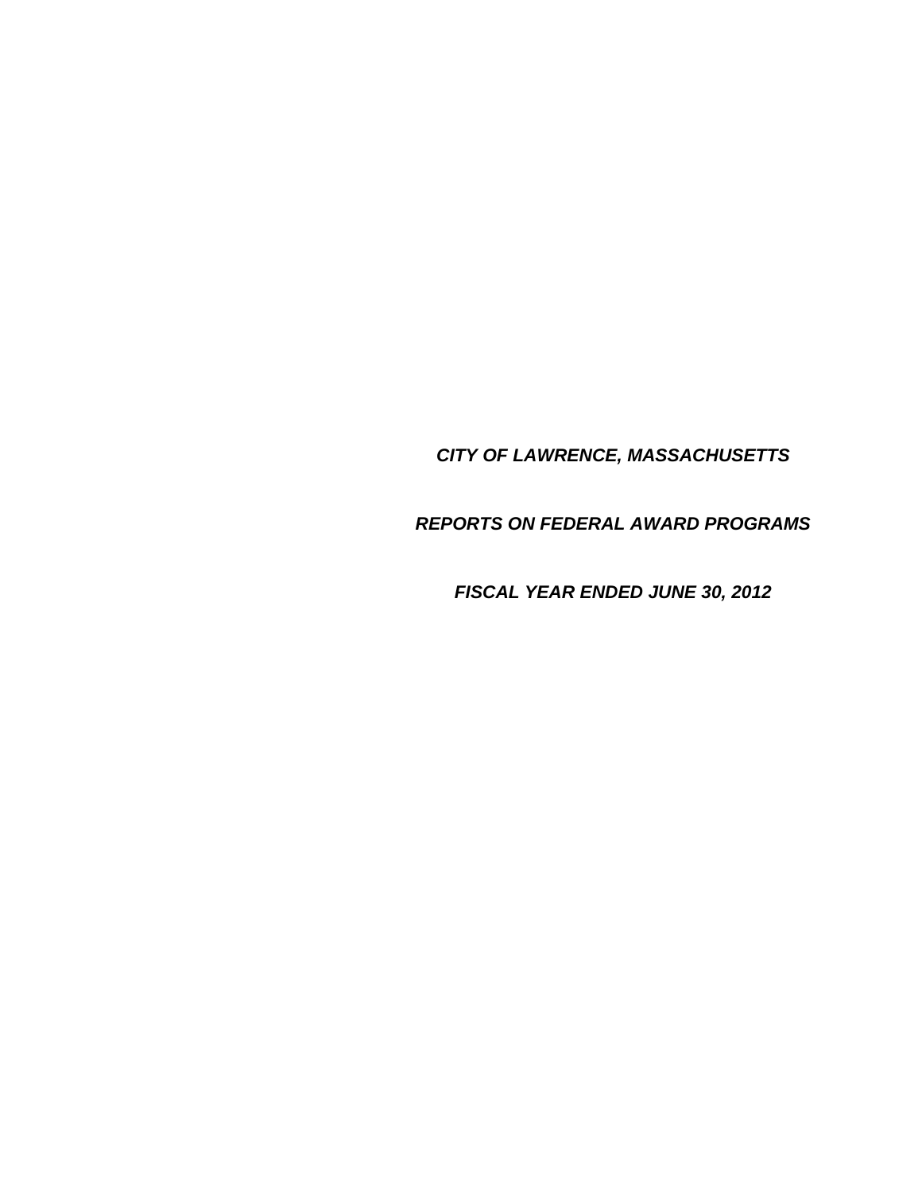***CITY OF LAWRENCE, MASSACHUSETTS***

***REPORTS ON FEDERAL AWARD PROGRAMS***

***FISCAL YEAR ENDED JUNE 30, 2012***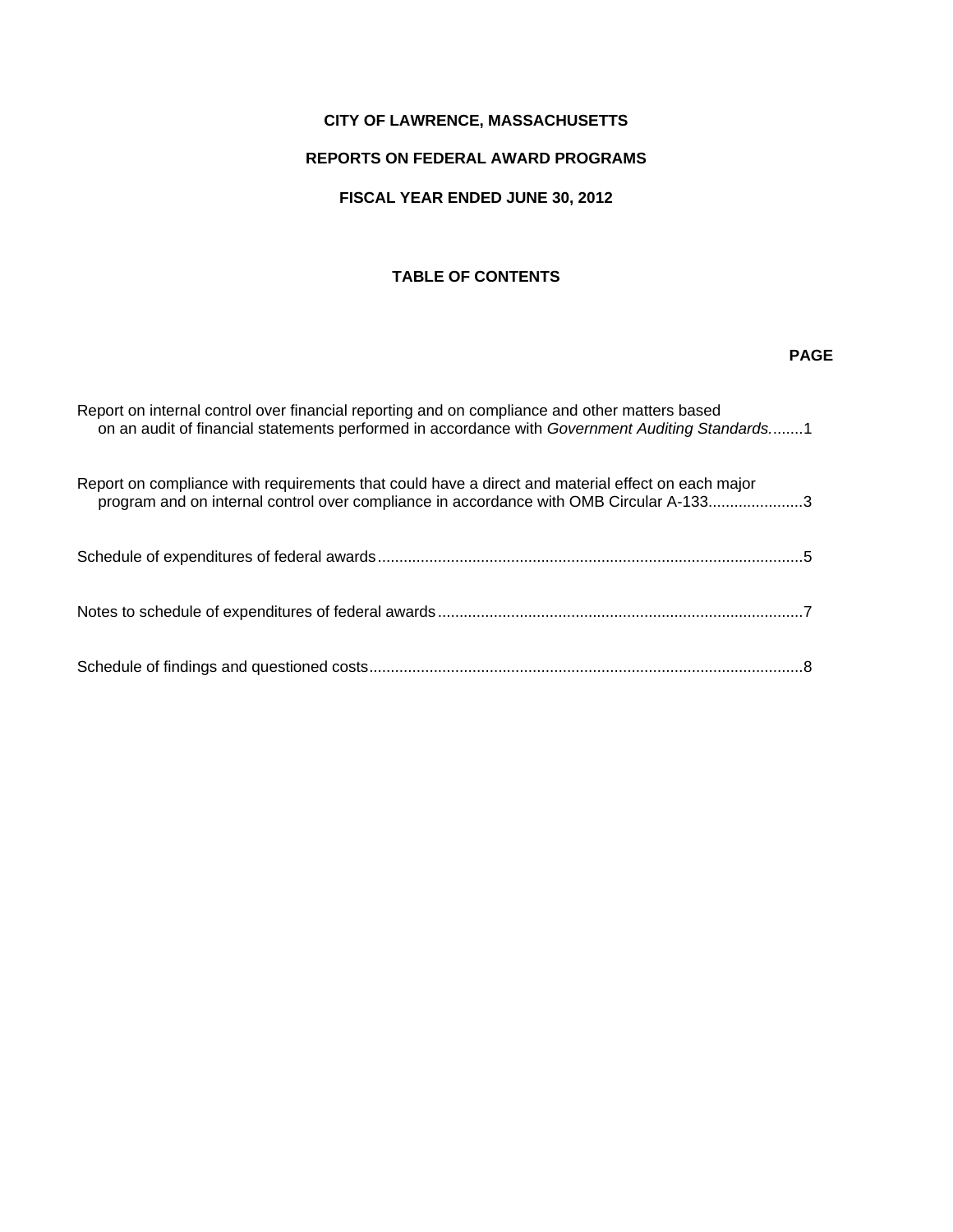**CITY OF LAWRENCE, MASSACHUSETTS**

**REPORTS ON FEDERAL AWARD PROGRAMS**

**FISCAL YEAR ENDED JUNE 30, 2012**

**TABLE OF CONTENTS**

| | **PAGE** |
|---|---|
| Report on internal control over financial reporting and on compliance and other matters based on an audit of financial statements performed in accordance with *Government Auditing Standards.* | 1 |
| Report on compliance with requirements that could have a direct and material effect on each major program and on internal control over compliance in accordance with OMB Circular A-133 | 3 |
| Schedule of expenditures of federal awards | 5 |
| Notes to schedule of expenditures of federal awards | 7 |
| Schedule of findings and questioned costs | 8 |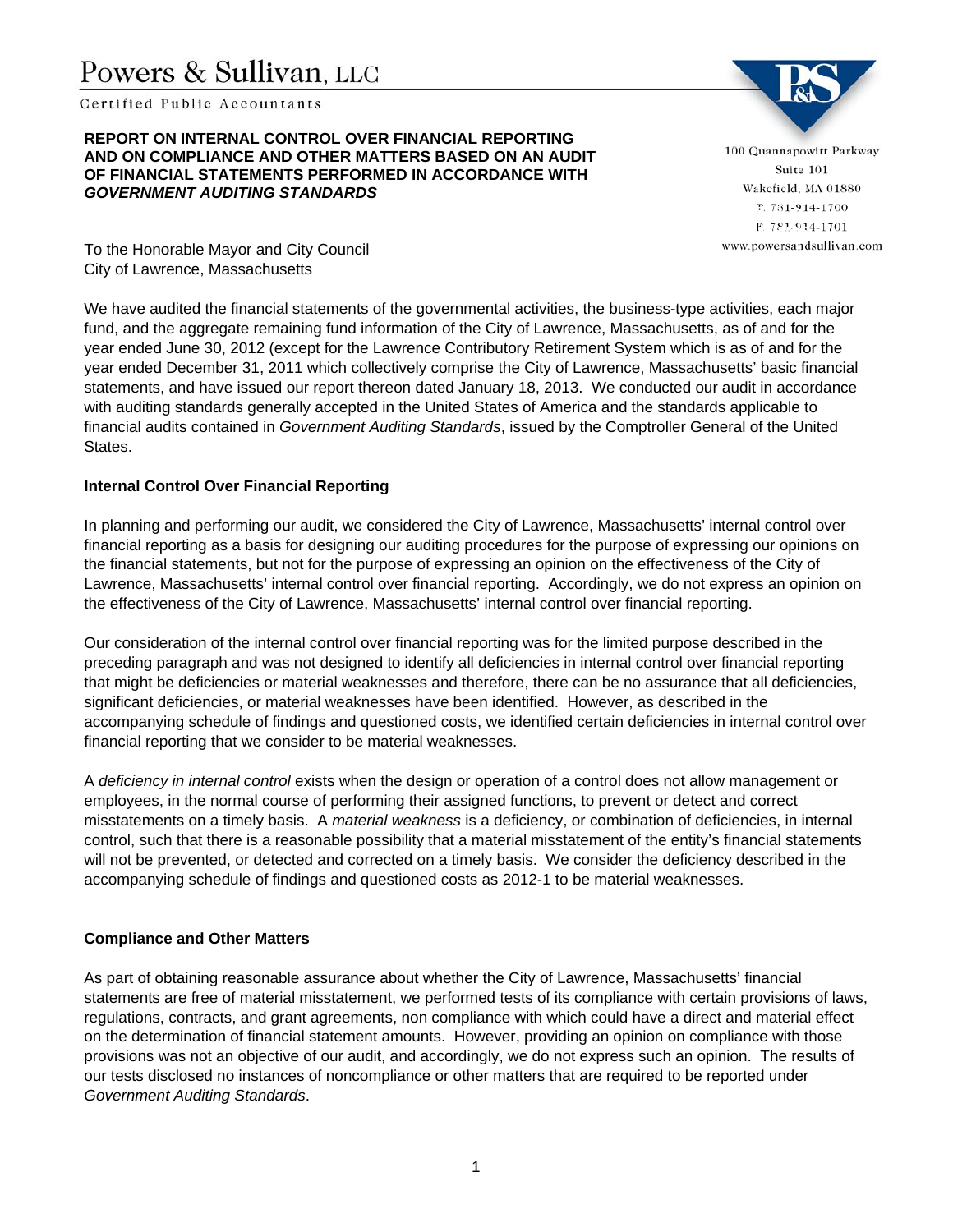# Powers & Sullivan, LLC

Certified Public Accountants

100 Quannapowitt Parkway
Suite 101
Wakefield, MA 01880
T. 781-914-1700
F. 781-914-1701
www.powersandsullivan.com

**REPORT ON INTERNAL CONTROL OVER FINANCIAL REPORTING AND ON COMPLIANCE AND OTHER MATTERS BASED ON AN AUDIT OF FINANCIAL STATEMENTS PERFORMED IN ACCORDANCE WITH *GOVERNMENT AUDITING STANDARDS***

To the Honorable Mayor and City Council
City of Lawrence, Massachusetts

We have audited the financial statements of the governmental activities, the business-type activities, each major fund, and the aggregate remaining fund information of the City of Lawrence, Massachusetts, as of and for the year ended June 30, 2012 (except for the Lawrence Contributory Retirement System which is as of and for the year ended December 31, 2011 which collectively comprise the City of Lawrence, Massachusetts' basic financial statements, and have issued our report thereon dated January 18, 2013. We conducted our audit in accordance with auditing standards generally accepted in the United States of America and the standards applicable to financial audits contained in *Government Auditing Standards*, issued by the Comptroller General of the United States.

**Internal Control Over Financial Reporting**

In planning and performing our audit, we considered the City of Lawrence, Massachusetts' internal control over financial reporting as a basis for designing our auditing procedures for the purpose of expressing our opinions on the financial statements, but not for the purpose of expressing an opinion on the effectiveness of the City of Lawrence, Massachusetts' internal control over financial reporting. Accordingly, we do not express an opinion on the effectiveness of the City of Lawrence, Massachusetts' internal control over financial reporting.

Our consideration of the internal control over financial reporting was for the limited purpose described in the preceding paragraph and was not designed to identify all deficiencies in internal control over financial reporting that might be deficiencies or material weaknesses and therefore, there can be no assurance that all deficiencies, significant deficiencies, or material weaknesses have been identified. However, as described in the accompanying schedule of findings and questioned costs, we identified certain deficiencies in internal control over financial reporting that we consider to be material weaknesses.

A *deficiency in internal control* exists when the design or operation of a control does not allow management or employees, in the normal course of performing their assigned functions, to prevent or detect and correct misstatements on a timely basis. A *material weakness* is a deficiency, or combination of deficiencies, in internal control, such that there is a reasonable possibility that a material misstatement of the entity's financial statements will not be prevented, or detected and corrected on a timely basis. We consider the deficiency described in the accompanying schedule of findings and questioned costs as 2012-1 to be material weaknesses.

**Compliance and Other Matters**

As part of obtaining reasonable assurance about whether the City of Lawrence, Massachusetts' financial statements are free of material misstatement, we performed tests of its compliance with certain provisions of laws, regulations, contracts, and grant agreements, non compliance with which could have a direct and material effect on the determination of financial statement amounts. However, providing an opinion on compliance with those provisions was not an objective of our audit, and accordingly, we do not express such an opinion. The results of our tests disclosed no instances of noncompliance or other matters that are required to be reported under *Government Auditing Standards*.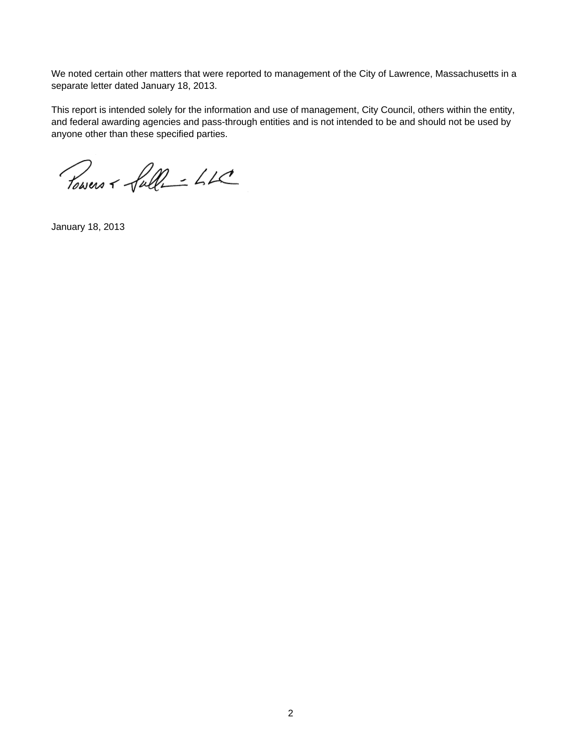We noted certain other matters that were reported to management of the City of Lawrence, Massachusetts in a separate letter dated January 18, 2013.

This report is intended solely for the information and use of management, City Council, others within the entity, and federal awarding agencies and pass-through entities and is not intended to be and should not be used by anyone other than these specified parties.

Powers & Sullivan, LLC

January 18, 2013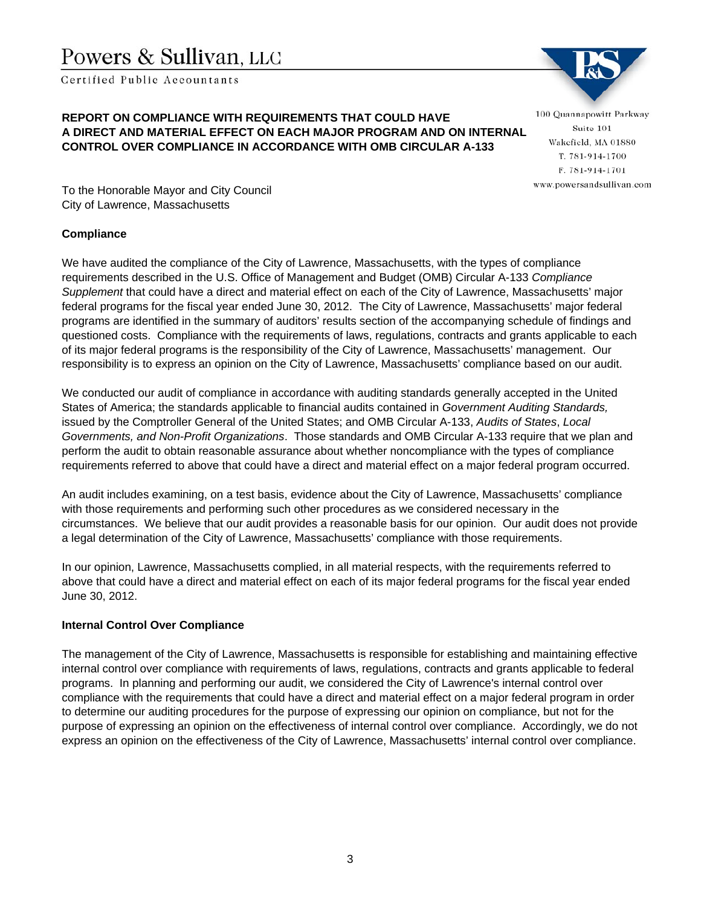Powers & Sullivan, LLC

Certified Public Accountants

100 Quannapowitt Parkway
Suite 101
Wakefield, MA 01880
T. 781-914-1700
F. 781-914-1701
www.powersandsullivan.com

**REPORT ON COMPLIANCE WITH REQUIREMENTS THAT COULD HAVE A DIRECT AND MATERIAL EFFECT ON EACH MAJOR PROGRAM AND ON INTERNAL CONTROL OVER COMPLIANCE IN ACCORDANCE WITH OMB CIRCULAR A-133**

To the Honorable Mayor and City Council
City of Lawrence, Massachusetts

**Compliance**

We have audited the compliance of the City of Lawrence, Massachusetts, with the types of compliance requirements described in the U.S. Office of Management and Budget (OMB) Circular A-133 *Compliance Supplement* that could have a direct and material effect on each of the City of Lawrence, Massachusetts' major federal programs for the fiscal year ended June 30, 2012. The City of Lawrence, Massachusetts' major federal programs are identified in the summary of auditors' results section of the accompanying schedule of findings and questioned costs. Compliance with the requirements of laws, regulations, contracts and grants applicable to each of its major federal programs is the responsibility of the City of Lawrence, Massachusetts' management. Our responsibility is to express an opinion on the City of Lawrence, Massachusetts' compliance based on our audit.

We conducted our audit of compliance in accordance with auditing standards generally accepted in the United States of America; the standards applicable to financial audits contained in *Government Auditing Standards,* issued by the Comptroller General of the United States; and OMB Circular A-133, *Audits of States*, *Local Governments, and Non-Profit Organizations*. Those standards and OMB Circular A-133 require that we plan and perform the audit to obtain reasonable assurance about whether noncompliance with the types of compliance requirements referred to above that could have a direct and material effect on a major federal program occurred.

An audit includes examining, on a test basis, evidence about the City of Lawrence, Massachusetts' compliance with those requirements and performing such other procedures as we considered necessary in the circumstances. We believe that our audit provides a reasonable basis for our opinion. Our audit does not provide a legal determination of the City of Lawrence, Massachusetts' compliance with those requirements.

In our opinion, Lawrence, Massachusetts complied, in all material respects, with the requirements referred to above that could have a direct and material effect on each of its major federal programs for the fiscal year ended June 30, 2012.

**Internal Control Over Compliance**

The management of the City of Lawrence, Massachusetts is responsible for establishing and maintaining effective internal control over compliance with requirements of laws, regulations, contracts and grants applicable to federal programs. In planning and performing our audit, we considered the City of Lawrence's internal control over compliance with the requirements that could have a direct and material effect on a major federal program in order to determine our auditing procedures for the purpose of expressing our opinion on compliance, but not for the purpose of expressing an opinion on the effectiveness of internal control over compliance. Accordingly, we do not express an opinion on the effectiveness of the City of Lawrence, Massachusetts' internal control over compliance.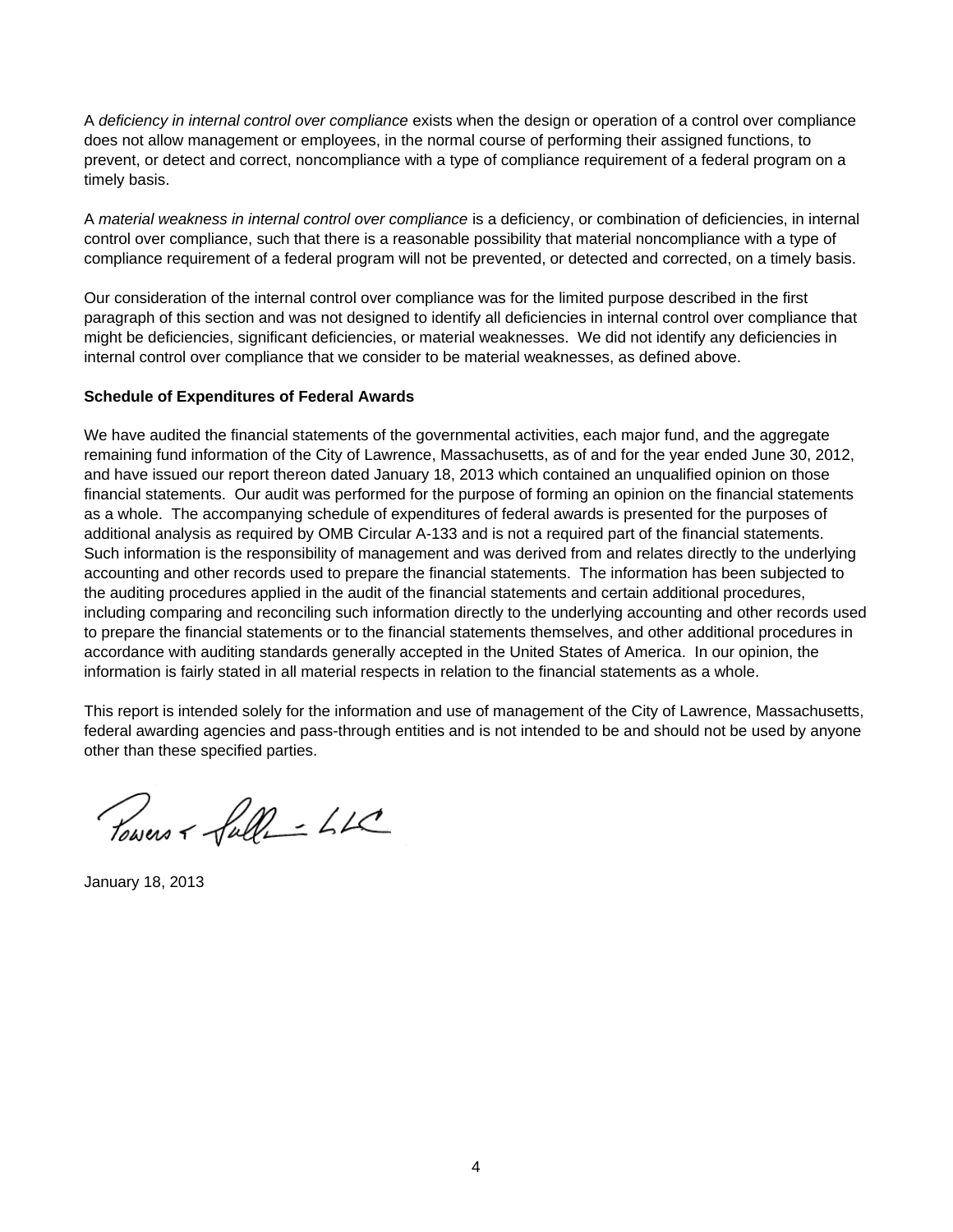A *deficiency in internal control over compliance* exists when the design or operation of a control over compliance does not allow management or employees, in the normal course of performing their assigned functions, to prevent, or detect and correct, noncompliance with a type of compliance requirement of a federal program on a timely basis.

A *material weakness in internal control over compliance* is a deficiency, or combination of deficiencies, in internal control over compliance, such that there is a reasonable possibility that material noncompliance with a type of compliance requirement of a federal program will not be prevented, or detected and corrected, on a timely basis.

Our consideration of the internal control over compliance was for the limited purpose described in the first paragraph of this section and was not designed to identify all deficiencies in internal control over compliance that might be deficiencies, significant deficiencies, or material weaknesses. We did not identify any deficiencies in internal control over compliance that we consider to be material weaknesses, as defined above.

**Schedule of Expenditures of Federal Awards**

We have audited the financial statements of the governmental activities, each major fund, and the aggregate remaining fund information of the City of Lawrence, Massachusetts, as of and for the year ended June 30, 2012, and have issued our report thereon dated January 18, 2013 which contained an unqualified opinion on those financial statements. Our audit was performed for the purpose of forming an opinion on the financial statements as a whole. The accompanying schedule of expenditures of federal awards is presented for the purposes of additional analysis as required by OMB Circular A-133 and is not a required part of the financial statements. Such information is the responsibility of management and was derived from and relates directly to the underlying accounting and other records used to prepare the financial statements. The information has been subjected to the auditing procedures applied in the audit of the financial statements and certain additional procedures, including comparing and reconciling such information directly to the underlying accounting and other records used to prepare the financial statements or to the financial statements themselves, and other additional procedures in accordance with auditing standards generally accepted in the United States of America. In our opinion, the information is fairly stated in all material respects in relation to the financial statements as a whole.

This report is intended solely for the information and use of management of the City of Lawrence, Massachusetts, federal awarding agencies and pass-through entities and is not intended to be and should not be used by anyone other than these specified parties.

Powers & Sullivan, LLC

January 18, 2013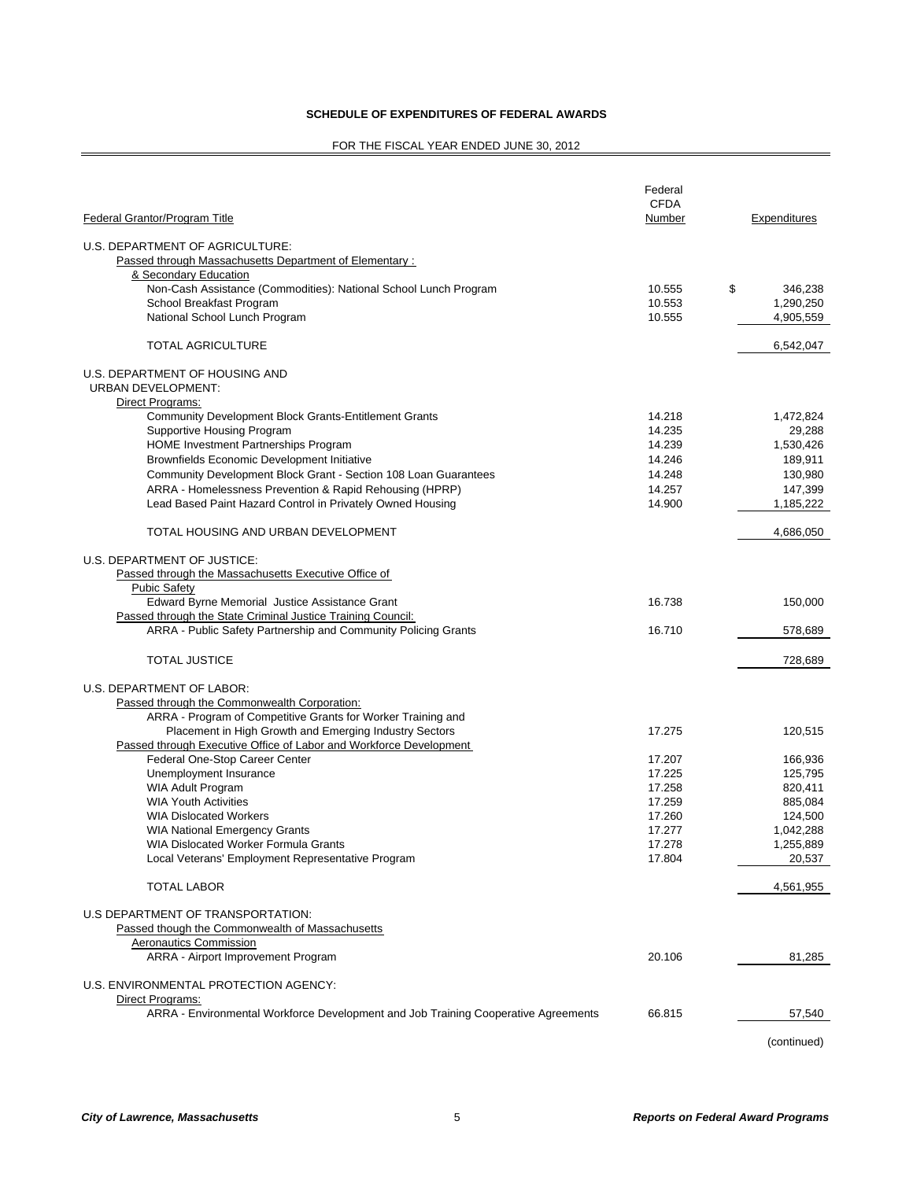**SCHEDULE OF EXPENDITURES OF FEDERAL AWARDS**

FOR THE FISCAL YEAR ENDED JUNE 30, 2012

| Federal Grantor/Program Title | Federal CFDA Number | Expenditures |
|---|---|---|
| U.S. DEPARTMENT OF AGRICULTURE: | | |
| Passed through Massachusetts Department of Elementary : & Secondary Education | | |
| Non-Cash Assistance (Commodities): National School Lunch Program | 10.555 | $ 346,238 |
| School Breakfast Program | 10.553 | 1,290,250 |
| National School Lunch Program | 10.555 | 4,905,559 |
| TOTAL AGRICULTURE | | 6,542,047 |
| U.S. DEPARTMENT OF HOUSING AND URBAN DEVELOPMENT: | | |
| Direct Programs: | | |
| Community Development Block Grants-Entitlement Grants | 14.218 | 1,472,824 |
| Supportive Housing Program | 14.235 | 29,288 |
| HOME Investment Partnerships Program | 14.239 | 1,530,426 |
| Brownfields Economic Development Initiative | 14.246 | 189,911 |
| Community Development Block Grant - Section 108 Loan Guarantees | 14.248 | 130,980 |
| ARRA - Homelessness Prevention & Rapid Rehousing (HPRP) | 14.257 | 147,399 |
| Lead Based Paint Hazard Control in Privately Owned Housing | 14.900 | 1,185,222 |
| TOTAL HOUSING AND URBAN DEVELOPMENT | | 4,686,050 |
| U.S. DEPARTMENT OF JUSTICE: | | |
| Passed through the Massachusetts Executive Office of Pubic Safety | | |
| Edward Byrne Memorial Justice Assistance Grant | 16.738 | 150,000 |
| Passed through the State Criminal Justice Training Council: | | |
| ARRA - Public Safety Partnership and Community Policing Grants | 16.710 | 578,689 |
| TOTAL JUSTICE | | 728,689 |
| U.S. DEPARTMENT OF LABOR: | | |
| Passed through the Commonwealth Corporation: | | |
| ARRA - Program of Competitive Grants for Worker Training and Placement in High Growth and Emerging Industry Sectors | 17.275 | 120,515 |
| Passed through Executive Office of Labor and Workforce Development | | |
| Federal One-Stop Career Center | 17.207 | 166,936 |
| Unemployment Insurance | 17.225 | 125,795 |
| WIA Adult Program | 17.258 | 820,411 |
| WIA Youth Activities | 17.259 | 885,084 |
| WIA Dislocated Workers | 17.260 | 124,500 |
| WIA National Emergency Grants | 17.277 | 1,042,288 |
| WIA Dislocated Worker Formula Grants | 17.278 | 1,255,889 |
| Local Veterans' Employment Representative Program | 17.804 | 20,537 |
| TOTAL LABOR | | 4,561,955 |
| U.S DEPARTMENT OF TRANSPORTATION: | | |
| Passed though the Commonwealth of Massachusetts Aeronautics Commission | | |
| ARRA - Airport Improvement Program | 20.106 | 81,285 |
| U.S. ENVIRONMENTAL PROTECTION AGENCY: | | |
| Direct Programs: | | |
| ARRA - Environmental Workforce Development and Job Training Cooperative Agreements | 66.815 | 57,540 |

(continued)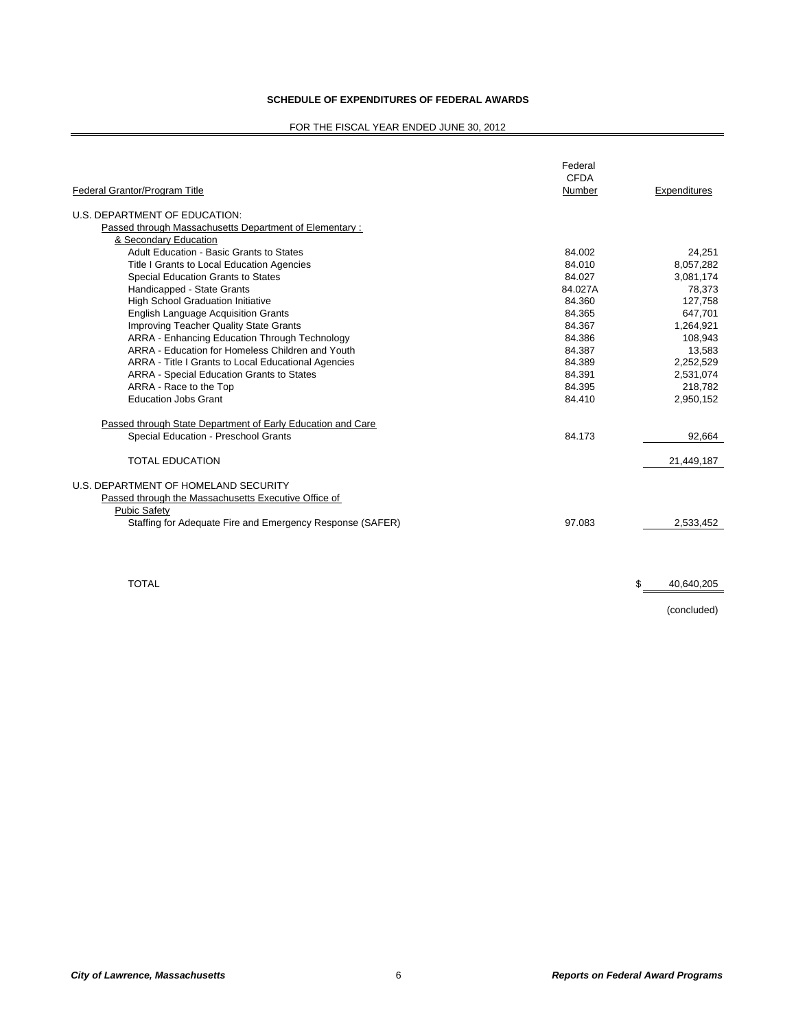**SCHEDULE OF EXPENDITURES OF FEDERAL AWARDS**

FOR THE FISCAL YEAR ENDED JUNE 30, 2012

| Federal Grantor/Program Title | Federal CFDA Number | Expenditures |
|---|---|---|
| U.S. DEPARTMENT OF EDUCATION: | | |
| Passed through Massachusetts Department of Elementary : & Secondary Education | | |
| Adult Education - Basic Grants to States | 84.002 | 24,251 |
| Title I Grants to Local Education Agencies | 84.010 | 8,057,282 |
| Special Education Grants to States | 84.027 | 3,081,174 |
| Handicapped - State Grants | 84.027A | 78,373 |
| High School Graduation Initiative | 84.360 | 127,758 |
| English Language Acquisition Grants | 84.365 | 647,701 |
| Improving Teacher Quality State Grants | 84.367 | 1,264,921 |
| ARRA - Enhancing Education Through Technology | 84.386 | 108,943 |
| ARRA - Education for Homeless Children and Youth | 84.387 | 13,583 |
| ARRA - Title I Grants to Local Educational Agencies | 84.389 | 2,252,529 |
| ARRA - Special Education Grants to States | 84.391 | 2,531,074 |
| ARRA - Race to the Top | 84.395 | 218,782 |
| Education Jobs Grant | 84.410 | 2,950,152 |
| Passed through State Department of Early Education and Care | | |
| Special Education - Preschool Grants | 84.173 | 92,664 |
| TOTAL EDUCATION | | 21,449,187 |
| U.S. DEPARTMENT OF HOMELAND SECURITY | | |
| Passed through the Massachusetts Executive Office of Pubic Safety | | |
| Staffing for Adequate Fire and Emergency Response (SAFER) | 97.083 | 2,533,452 |
| TOTAL | | $ 40,640,205 |

(concluded)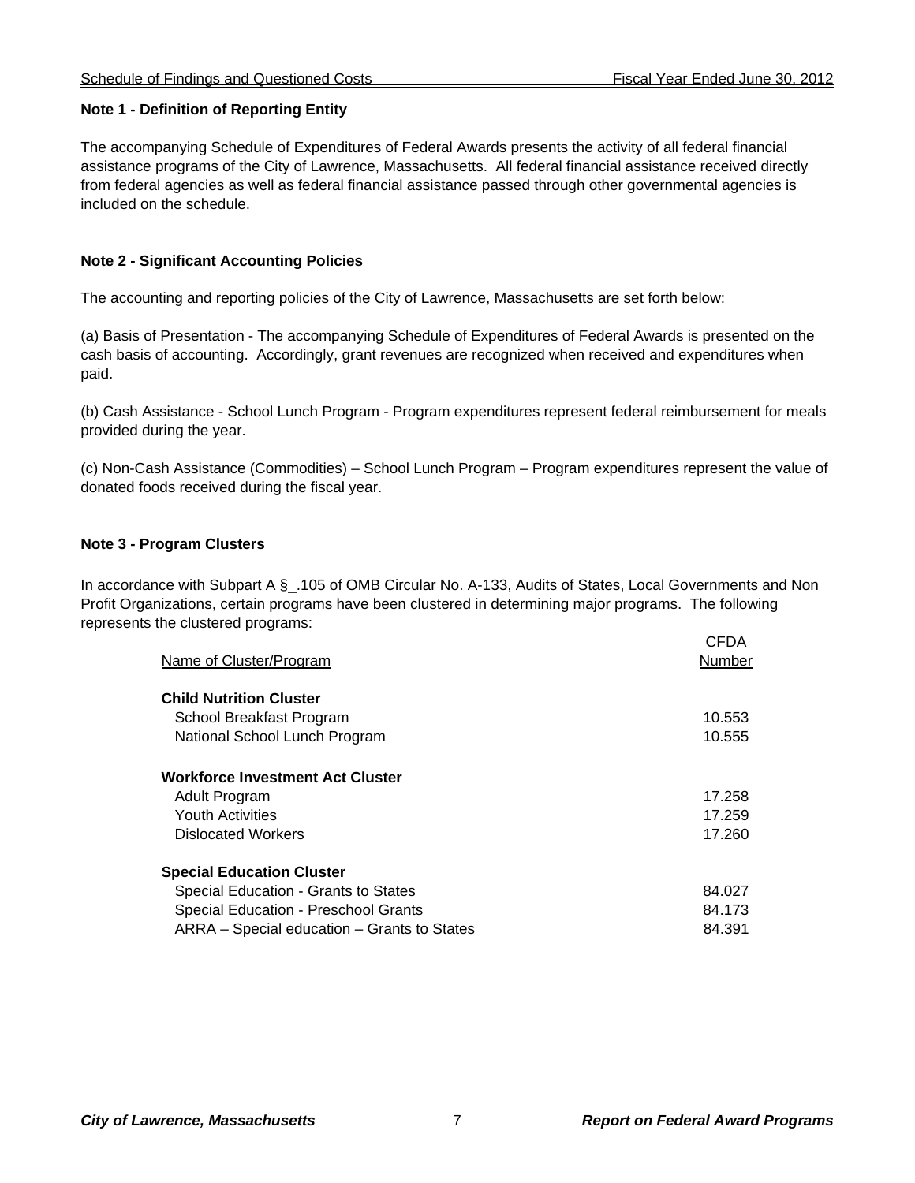### Note 1 - Definition of Reporting Entity

The accompanying Schedule of Expenditures of Federal Awards presents the activity of all federal financial assistance programs of the City of Lawrence, Massachusetts. All federal financial assistance received directly from federal agencies as well as federal financial assistance passed through other governmental agencies is included on the schedule.

### Note 2 - Significant Accounting Policies

The accounting and reporting policies of the City of Lawrence, Massachusetts are set forth below:

(a) Basis of Presentation - The accompanying Schedule of Expenditures of Federal Awards is presented on the cash basis of accounting. Accordingly, grant revenues are recognized when received and expenditures when paid.

(b) Cash Assistance - School Lunch Program - Program expenditures represent federal reimbursement for meals provided during the year.

(c) Non-Cash Assistance (Commodities) – School Lunch Program – Program expenditures represent the value of donated foods received during the fiscal year.

### Note 3 - Program Clusters

In accordance with Subpart A §_.105 of OMB Circular No. A-133, Audits of States, Local Governments and Non Profit Organizations, certain programs have been clustered in determining major programs. The following represents the clustered programs:

| Name of Cluster/Program | CFDA Number |
|---|---|
| **Child Nutrition Cluster** | |
| School Breakfast Program | 10.553 |
| National School Lunch Program | 10.555 |
| **Workforce Investment Act Cluster** | |
| Adult Program | 17.258 |
| Youth Activities | 17.259 |
| Dislocated Workers | 17.260 |
| **Special Education Cluster** | |
| Special Education - Grants to States | 84.027 |
| Special Education - Preschool Grants | 84.173 |
| ARRA – Special education – Grants to States | 84.391 |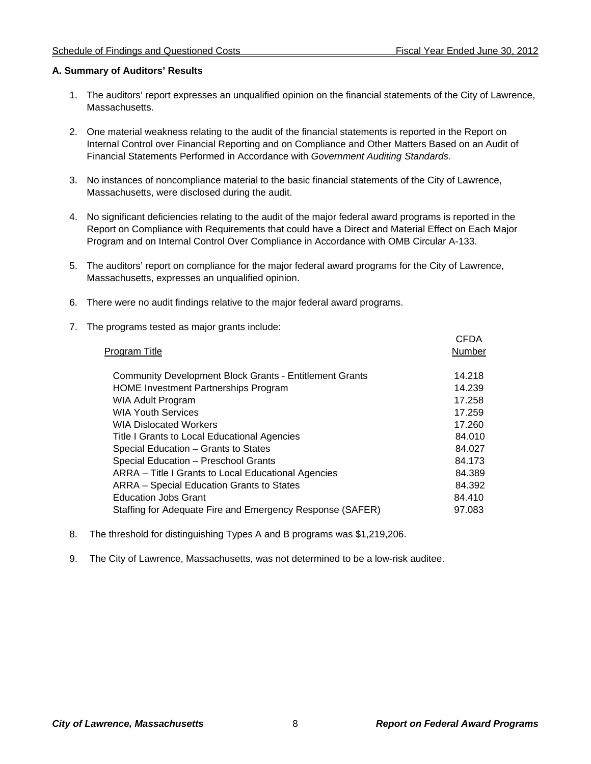## A. Summary of Auditors' Results

1. The auditors' report expresses an unqualified opinion on the financial statements of the City of Lawrence, Massachusetts.

2. One material weakness relating to the audit of the financial statements is reported in the Report on Internal Control over Financial Reporting and on Compliance and Other Matters Based on an Audit of Financial Statements Performed in Accordance with *Government Auditing Standards*.

3. No instances of noncompliance material to the basic financial statements of the City of Lawrence, Massachusetts, were disclosed during the audit.

4. No significant deficiencies relating to the audit of the major federal award programs is reported in the Report on Compliance with Requirements that could have a Direct and Material Effect on Each Major Program and on Internal Control Over Compliance in Accordance with OMB Circular A-133.

5. The auditors' report on compliance for the major federal award programs for the City of Lawrence, Massachusetts, expresses an unqualified opinion.

6. There were no audit findings relative to the major federal award programs.

7. The programs tested as major grants include:

| Program Title | CFDA Number |
|---|---|
| Community Development Block Grants - Entitlement Grants | 14.218 |
| HOME Investment Partnerships Program | 14.239 |
| WIA Adult Program | 17.258 |
| WIA Youth Services | 17.259 |
| WIA Dislocated Workers | 17.260 |
| Title I Grants to Local Educational Agencies | 84.010 |
| Special Education – Grants to States | 84.027 |
| Special Education – Preschool Grants | 84.173 |
| ARRA – Title I Grants to Local Educational Agencies | 84.389 |
| ARRA – Special Education Grants to States | 84.392 |
| Education Jobs Grant | 84.410 |
| Staffing for Adequate Fire and Emergency Response (SAFER) | 97.083 |

8. The threshold for distinguishing Types A and B programs was $1,219,206.

9. The City of Lawrence, Massachusetts, was not determined to be a low-risk auditee.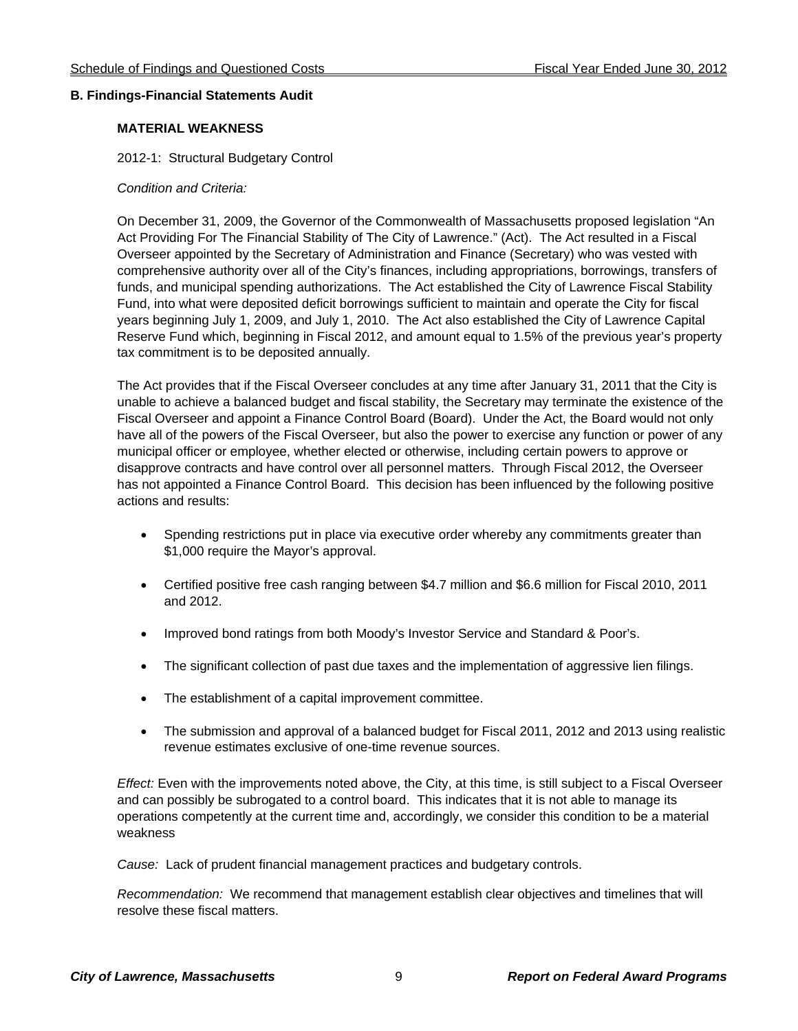**B. Findings-Financial Statements Audit**

**MATERIAL WEAKNESS**

2012-1: Structural Budgetary Control

*Condition and Criteria:*

On December 31, 2009, the Governor of the Commonwealth of Massachusetts proposed legislation "An Act Providing For The Financial Stability of The City of Lawrence." (Act). The Act resulted in a Fiscal Overseer appointed by the Secretary of Administration and Finance (Secretary) who was vested with comprehensive authority over all of the City's finances, including appropriations, borrowings, transfers of funds, and municipal spending authorizations. The Act established the City of Lawrence Fiscal Stability Fund, into what were deposited deficit borrowings sufficient to maintain and operate the City for fiscal years beginning July 1, 2009, and July 1, 2010. The Act also established the City of Lawrence Capital Reserve Fund which, beginning in Fiscal 2012, and amount equal to 1.5% of the previous year's property tax commitment is to be deposited annually.

The Act provides that if the Fiscal Overseer concludes at any time after January 31, 2011 that the City is unable to achieve a balanced budget and fiscal stability, the Secretary may terminate the existence of the Fiscal Overseer and appoint a Finance Control Board (Board). Under the Act, the Board would not only have all of the powers of the Fiscal Overseer, but also the power to exercise any function or power of any municipal officer or employee, whether elected or otherwise, including certain powers to approve or disapprove contracts and have control over all personnel matters. Through Fiscal 2012, the Overseer has not appointed a Finance Control Board. This decision has been influenced by the following positive actions and results:

- Spending restrictions put in place via executive order whereby any commitments greater than $1,000 require the Mayor's approval.
- Certified positive free cash ranging between $4.7 million and $6.6 million for Fiscal 2010, 2011 and 2012.
- Improved bond ratings from both Moody's Investor Service and Standard & Poor's.
- The significant collection of past due taxes and the implementation of aggressive lien filings.
- The establishment of a capital improvement committee.
- The submission and approval of a balanced budget for Fiscal 2011, 2012 and 2013 using realistic revenue estimates exclusive of one-time revenue sources.

*Effect:* Even with the improvements noted above, the City, at this time, is still subject to a Fiscal Overseer and can possibly be subrogated to a control board. This indicates that it is not able to manage its operations competently at the current time and, accordingly, we consider this condition to be a material weakness

*Cause:* Lack of prudent financial management practices and budgetary controls.

*Recommendation:* We recommend that management establish clear objectives and timelines that will resolve these fiscal matters.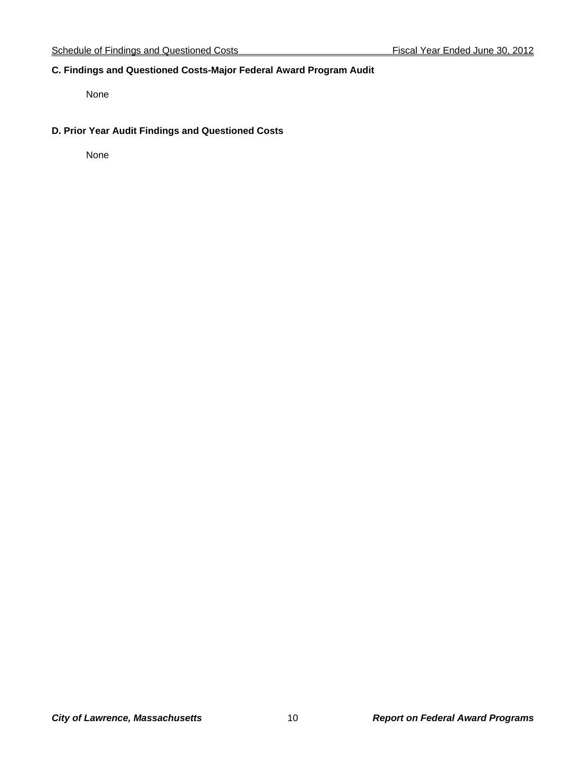### C. Findings and Questioned Costs-Major Federal Award Program Audit

None

### D. Prior Year Audit Findings and Questioned Costs

None